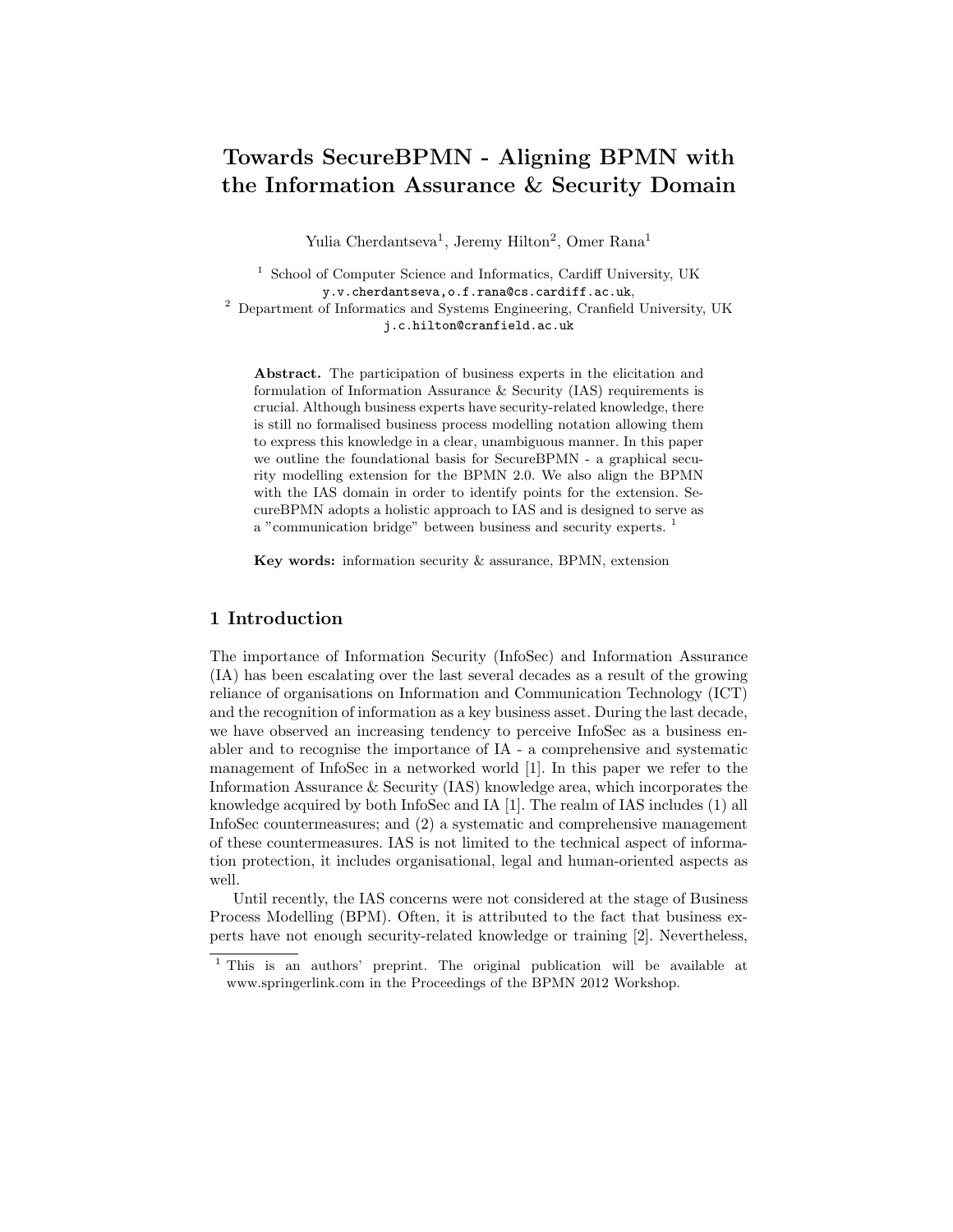# Towards SecureBPMN - Aligning BPMN with the Information Assurance & Security Domain

Yulia Cherdantseva[1], Jeremy Hilton[2], Omer Rana[1]

[1] School of Computer Science and Informatics, Cardiff University, UK
y.v.cherdantseva,o.f.rana@cs.cardiff.ac.uk,
[2] Department of Informatics and Systems Engineering, Cranfield University, UK
j.c.hilton@cranfield.ac.uk

**Abstract.** The participation of business experts in the elicitation and formulation of Information Assurance & Security (IAS) requirements is crucial. Although business experts have security-related knowledge, there is still no formalised business process modelling notation allowing them to express this knowledge in a clear, unambiguous manner. In this paper we outline the foundational basis for SecureBPMN - a graphical security modelling extension for the BPMN 2.0. We also align the BPMN with the IAS domain in order to identify points for the extension. SecureBPMN adopts a holistic approach to IAS and is designed to serve as a "communication bridge" between business and security experts. [1]

**Key words:** information security & assurance, BPMN, extension

## 1 Introduction

The importance of Information Security (InfoSec) and Information Assurance (IA) has been escalating over the last several decades as a result of the growing reliance of organisations on Information and Communication Technology (ICT) and the recognition of information as a key business asset. During the last decade, we have observed an increasing tendency to perceive InfoSec as a business enabler and to recognise the importance of IA - a comprehensive and systematic management of InfoSec in a networked world [1]. In this paper we refer to the Information Assurance & Security (IAS) knowledge area, which incorporates the knowledge acquired by both InfoSec and IA [1]. The realm of IAS includes (1) all InfoSec countermeasures; and (2) a systematic and comprehensive management of these countermeasures. IAS is not limited to the technical aspect of information protection, it includes organisational, legal and human-oriented aspects as well.

Until recently, the IAS concerns were not considered at the stage of Business Process Modelling (BPM). Often, it is attributed to the fact that business experts have not enough security-related knowledge or training [2]. Nevertheless,

[1] This is an authors' preprint. The original publication will be available at www.springerlink.com in the Proceedings of the BPMN 2012 Workshop.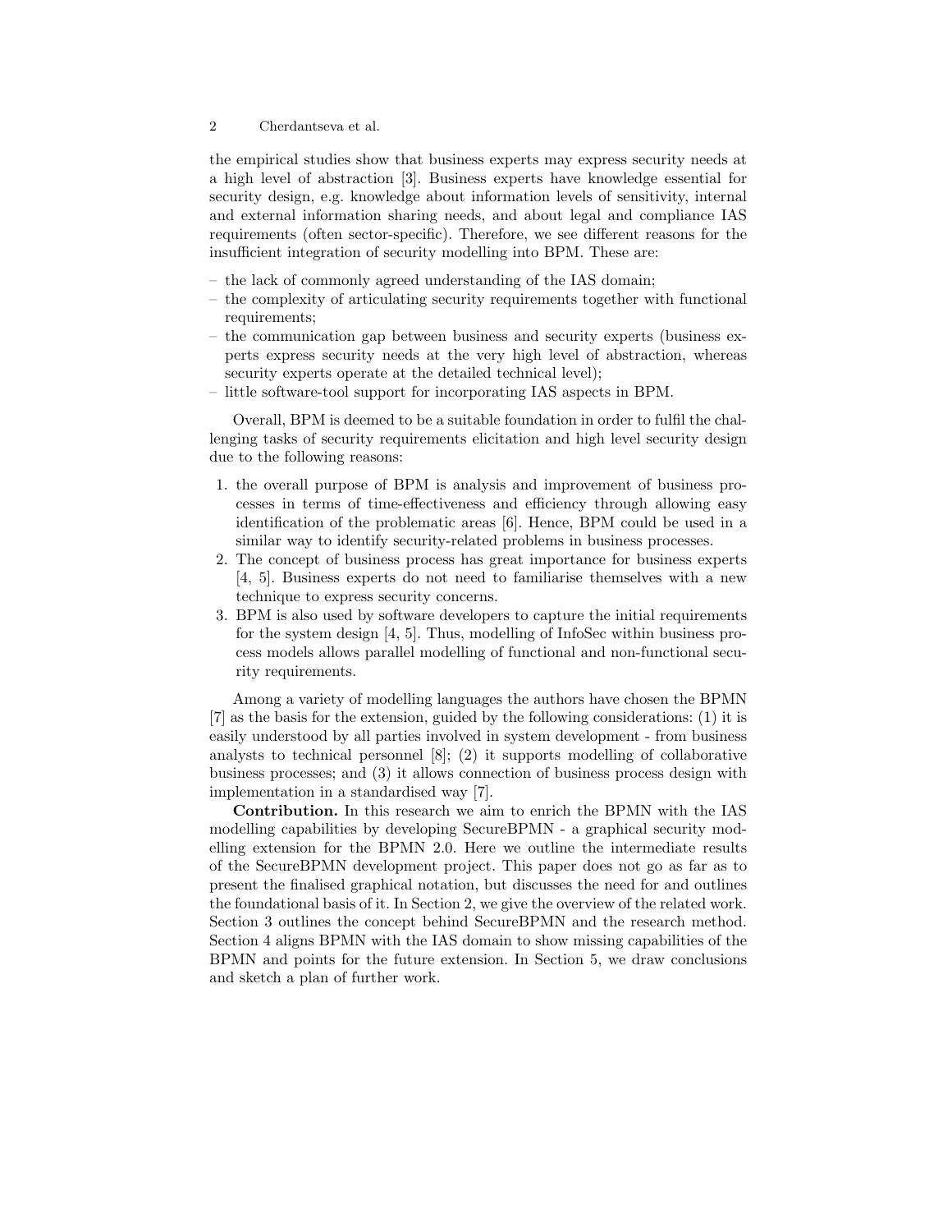the empirical studies show that business experts may express security needs at a high level of abstraction [3]. Business experts have knowledge essential for security design, e.g. knowledge about information levels of sensitivity, internal and external information sharing needs, and about legal and compliance IAS requirements (often sector-specific). Therefore, we see different reasons for the insufficient integration of security modelling into BPM. These are:

- the lack of commonly agreed understanding of the IAS domain;
- the complexity of articulating security requirements together with functional requirements;
- the communication gap between business and security experts (business experts express security needs at the very high level of abstraction, whereas security experts operate at the detailed technical level);
- little software-tool support for incorporating IAS aspects in BPM.

Overall, BPM is deemed to be a suitable foundation in order to fulfil the challenging tasks of security requirements elicitation and high level security design due to the following reasons:

1. the overall purpose of BPM is analysis and improvement of business processes in terms of time-effectiveness and efficiency through allowing easy identification of the problematic areas [6]. Hence, BPM could be used in a similar way to identify security-related problems in business processes.
2. The concept of business process has great importance for business experts [4, 5]. Business experts do not need to familiarise themselves with a new technique to express security concerns.
3. BPM is also used by software developers to capture the initial requirements for the system design [4, 5]. Thus, modelling of InfoSec within business process models allows parallel modelling of functional and non-functional security requirements.

Among a variety of modelling languages the authors have chosen the BPMN [7] as the basis for the extension, guided by the following considerations: (1) it is easily understood by all parties involved in system development - from business analysts to technical personnel [8]; (2) it supports modelling of collaborative business processes; and (3) it allows connection of business process design with implementation in a standardised way [7].

**Contribution.** In this research we aim to enrich the BPMN with the IAS modelling capabilities by developing SecureBPMN - a graphical security modelling extension for the BPMN 2.0. Here we outline the intermediate results of the SecureBPMN development project. This paper does not go as far as to present the finalised graphical notation, but discusses the need for and outlines the foundational basis of it. In Section 2, we give the overview of the related work. Section 3 outlines the concept behind SecureBPMN and the research method. Section 4 aligns BPMN with the IAS domain to show missing capabilities of the BPMN and points for the future extension. In Section 5, we draw conclusions and sketch a plan of further work.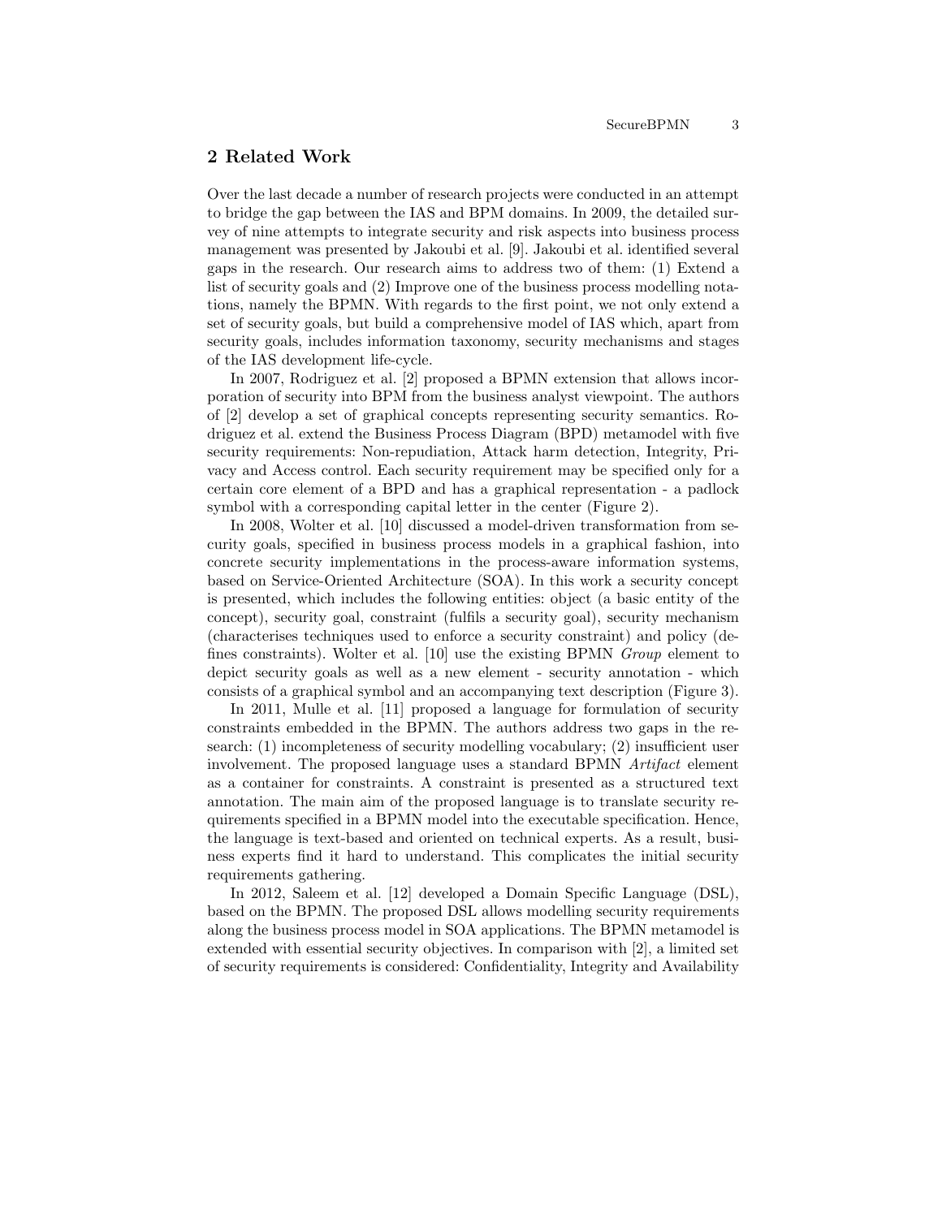## 2 Related Work

Over the last decade a number of research projects were conducted in an attempt to bridge the gap between the IAS and BPM domains. In 2009, the detailed survey of nine attempts to integrate security and risk aspects into business process management was presented by Jakoubi et al. [9]. Jakoubi et al. identified several gaps in the research. Our research aims to address two of them: (1) Extend a list of security goals and (2) Improve one of the business process modelling notations, namely the BPMN. With regards to the first point, we not only extend a set of security goals, but build a comprehensive model of IAS which, apart from security goals, includes information taxonomy, security mechanisms and stages of the IAS development life-cycle.

In 2007, Rodriguez et al. [2] proposed a BPMN extension that allows incorporation of security into BPM from the business analyst viewpoint. The authors of [2] develop a set of graphical concepts representing security semantics. Rodriguez et al. extend the Business Process Diagram (BPD) metamodel with five security requirements: Non-repudiation, Attack harm detection, Integrity, Privacy and Access control. Each security requirement may be specified only for a certain core element of a BPD and has a graphical representation - a padlock symbol with a corresponding capital letter in the center (Figure 2).

In 2008, Wolter et al. [10] discussed a model-driven transformation from security goals, specified in business process models in a graphical fashion, into concrete security implementations in the process-aware information systems, based on Service-Oriented Architecture (SOA). In this work a security concept is presented, which includes the following entities: object (a basic entity of the concept), security goal, constraint (fulfils a security goal), security mechanism (characterises techniques used to enforce a security constraint) and policy (defines constraints). Wolter et al. [10] use the existing BPMN *Group* element to depict security goals as well as a new element - security annotation - which consists of a graphical symbol and an accompanying text description (Figure 3).

In 2011, Mulle et al. [11] proposed a language for formulation of security constraints embedded in the BPMN. The authors address two gaps in the research: (1) incompleteness of security modelling vocabulary; (2) insufficient user involvement. The proposed language uses a standard BPMN *Artifact* element as a container for constraints. A constraint is presented as a structured text annotation. The main aim of the proposed language is to translate security requirements specified in a BPMN model into the executable specification. Hence, the language is text-based and oriented on technical experts. As a result, business experts find it hard to understand. This complicates the initial security requirements gathering.

In 2012, Saleem et al. [12] developed a Domain Specific Language (DSL), based on the BPMN. The proposed DSL allows modelling security requirements along the business process model in SOA applications. The BPMN metamodel is extended with essential security objectives. In comparison with [2], a limited set of security requirements is considered: Confidentiality, Integrity and Availability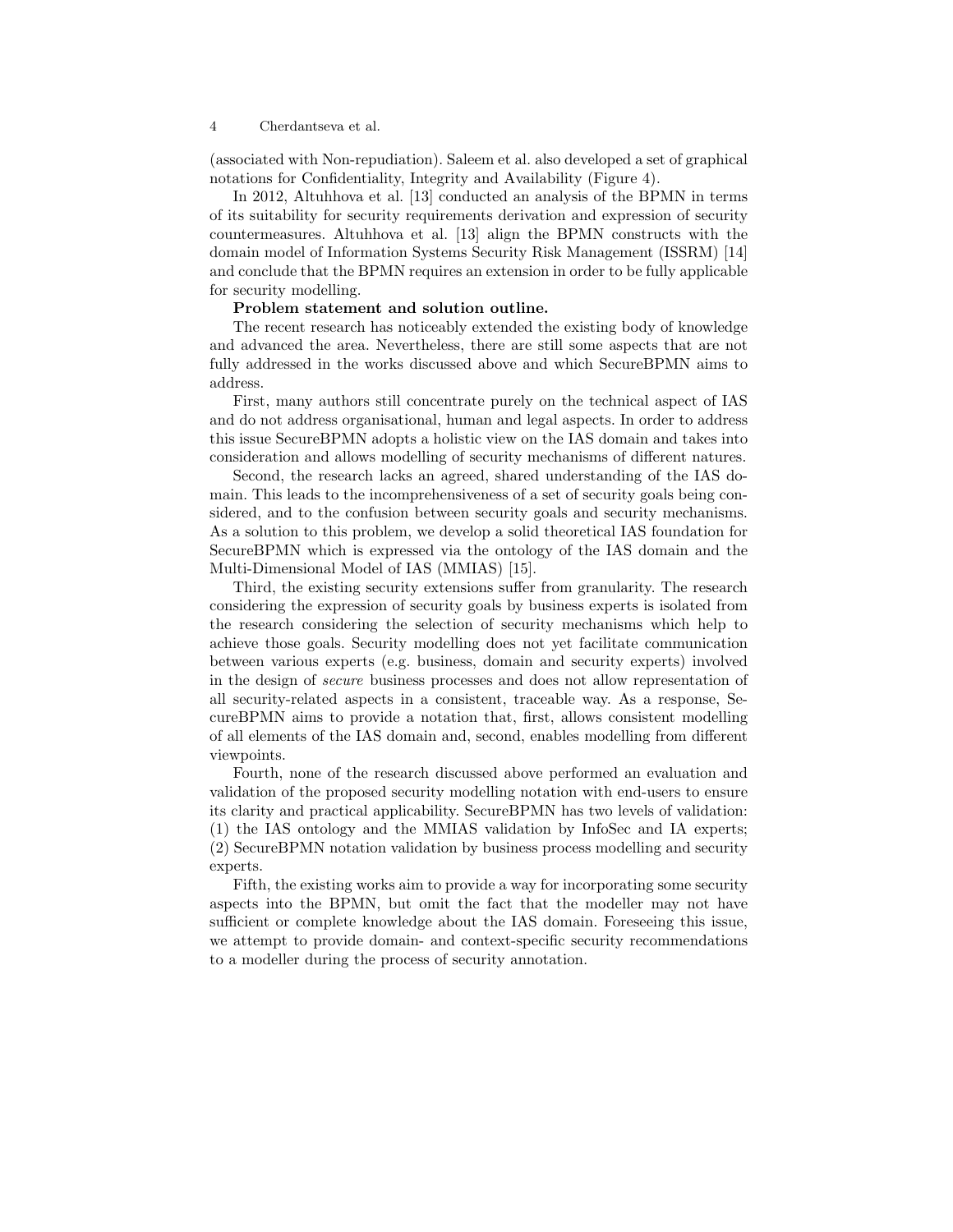(associated with Non-repudiation). Saleem et al. also developed a set of graphical notations for Confidentiality, Integrity and Availability (Figure 4).

In 2012, Altuhhova et al. [13] conducted an analysis of the BPMN in terms of its suitability for security requirements derivation and expression of security countermeasures. Altuhhova et al. [13] align the BPMN constructs with the domain model of Information Systems Security Risk Management (ISSRM) [14] and conclude that the BPMN requires an extension in order to be fully applicable for security modelling.

**Problem statement and solution outline.**

The recent research has noticeably extended the existing body of knowledge and advanced the area. Nevertheless, there are still some aspects that are not fully addressed in the works discussed above and which SecureBPMN aims to address.

First, many authors still concentrate purely on the technical aspect of IAS and do not address organisational, human and legal aspects. In order to address this issue SecureBPMN adopts a holistic view on the IAS domain and takes into consideration and allows modelling of security mechanisms of different natures.

Second, the research lacks an agreed, shared understanding of the IAS domain. This leads to the incomprehensiveness of a set of security goals being considered, and to the confusion between security goals and security mechanisms. As a solution to this problem, we develop a solid theoretical IAS foundation for SecureBPMN which is expressed via the ontology of the IAS domain and the Multi-Dimensional Model of IAS (MMIAS) [15].

Third, the existing security extensions suffer from granularity. The research considering the expression of security goals by business experts is isolated from the research considering the selection of security mechanisms which help to achieve those goals. Security modelling does not yet facilitate communication between various experts (e.g. business, domain and security experts) involved in the design of *secure* business processes and does not allow representation of all security-related aspects in a consistent, traceable way. As a response, SecureBPMN aims to provide a notation that, first, allows consistent modelling of all elements of the IAS domain and, second, enables modelling from different viewpoints.

Fourth, none of the research discussed above performed an evaluation and validation of the proposed security modelling notation with end-users to ensure its clarity and practical applicability. SecureBPMN has two levels of validation: (1) the IAS ontology and the MMIAS validation by InfoSec and IA experts; (2) SecureBPMN notation validation by business process modelling and security experts.

Fifth, the existing works aim to provide a way for incorporating some security aspects into the BPMN, but omit the fact that the modeller may not have sufficient or complete knowledge about the IAS domain. Foreseeing this issue, we attempt to provide domain- and context-specific security recommendations to a modeller during the process of security annotation.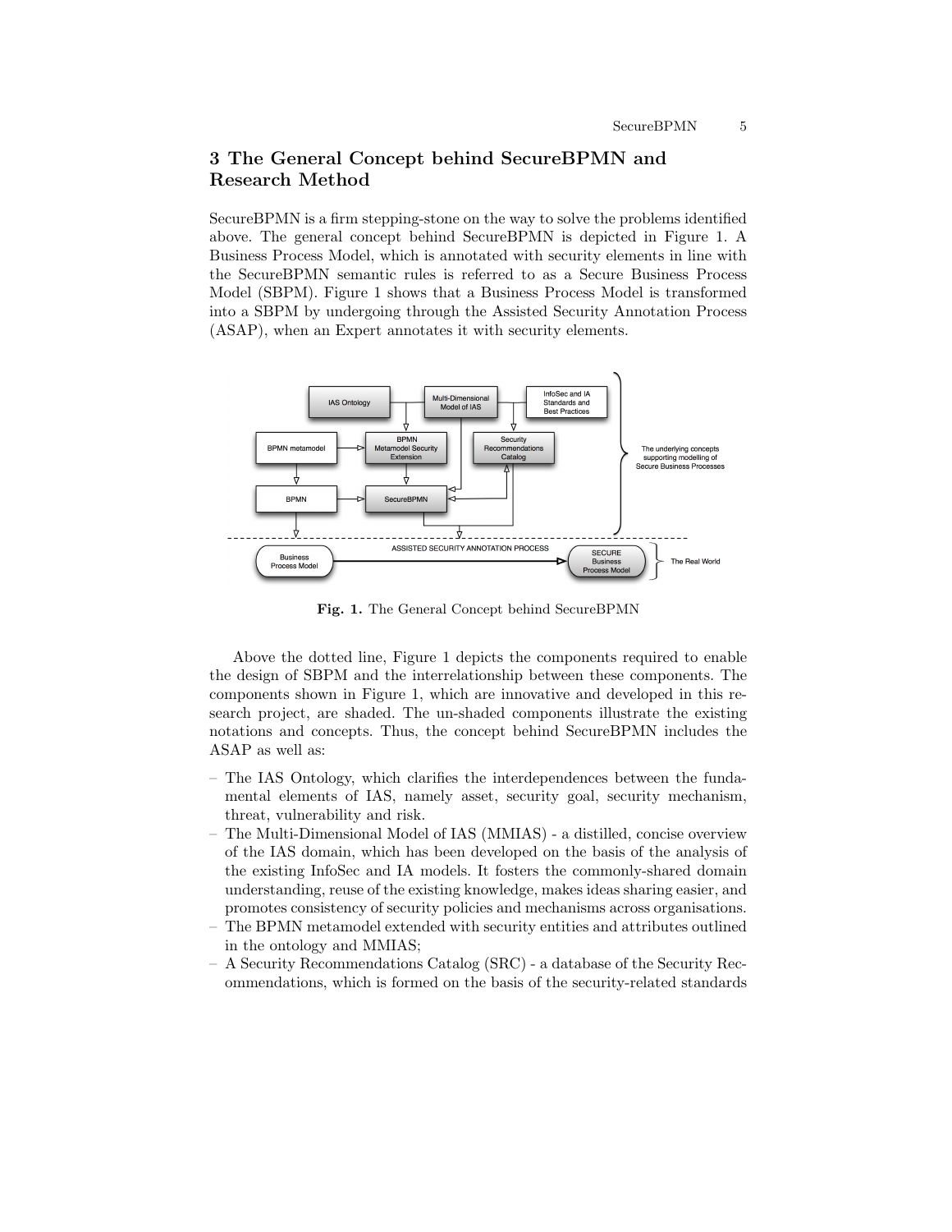## 3 The General Concept behind SecureBPMN and Research Method

SecureBPMN is a firm stepping-stone on the way to solve the problems identified above. The general concept behind SecureBPMN is depicted in Figure 1. A Business Process Model, which is annotated with security elements in line with the SecureBPMN semantic rules is referred to as a Secure Business Process Model (SBPM). Figure 1 shows that a Business Process Model is transformed into a SBPM by undergoing through the Assisted Security Annotation Process (ASAP), when an Expert annotates it with security elements.

IAS Ontology
Multi-Dimensional Model of IAS
InfoSec and IA Standards and Best Practices
BPMN metamodel
BPMN Metamodel Security Extension
Security Recommendations Catalog
BPMN
SecureBPMN
The underlying concepts supporting modelling of Secure Business Processes
ASSISTED SECURITY ANNOTATION PROCESS
Business Process Model
SECURE Business Process Model
The Real World

**Fig. 1.** The General Concept behind SecureBPMN

Above the dotted line, Figure 1 depicts the components required to enable the design of SBPM and the interrelationship between these components. The components shown in Figure 1, which are innovative and developed in this research project, are shaded. The un-shaded components illustrate the existing notations and concepts. Thus, the concept behind SecureBPMN includes the ASAP as well as:

- The IAS Ontology, which clarifies the interdependences between the fundamental elements of IAS, namely asset, security goal, security mechanism, threat, vulnerability and risk.
- The Multi-Dimensional Model of IAS (MMIAS) - a distilled, concise overview of the IAS domain, which has been developed on the basis of the analysis of the existing InfoSec and IA models. It fosters the commonly-shared domain understanding, reuse of the existing knowledge, makes ideas sharing easier, and promotes consistency of security policies and mechanisms across organisations.
- The BPMN metamodel extended with security entities and attributes outlined in the ontology and MMIAS;
- A Security Recommendations Catalog (SRC) - a database of the Security Recommendations, which is formed on the basis of the security-related standards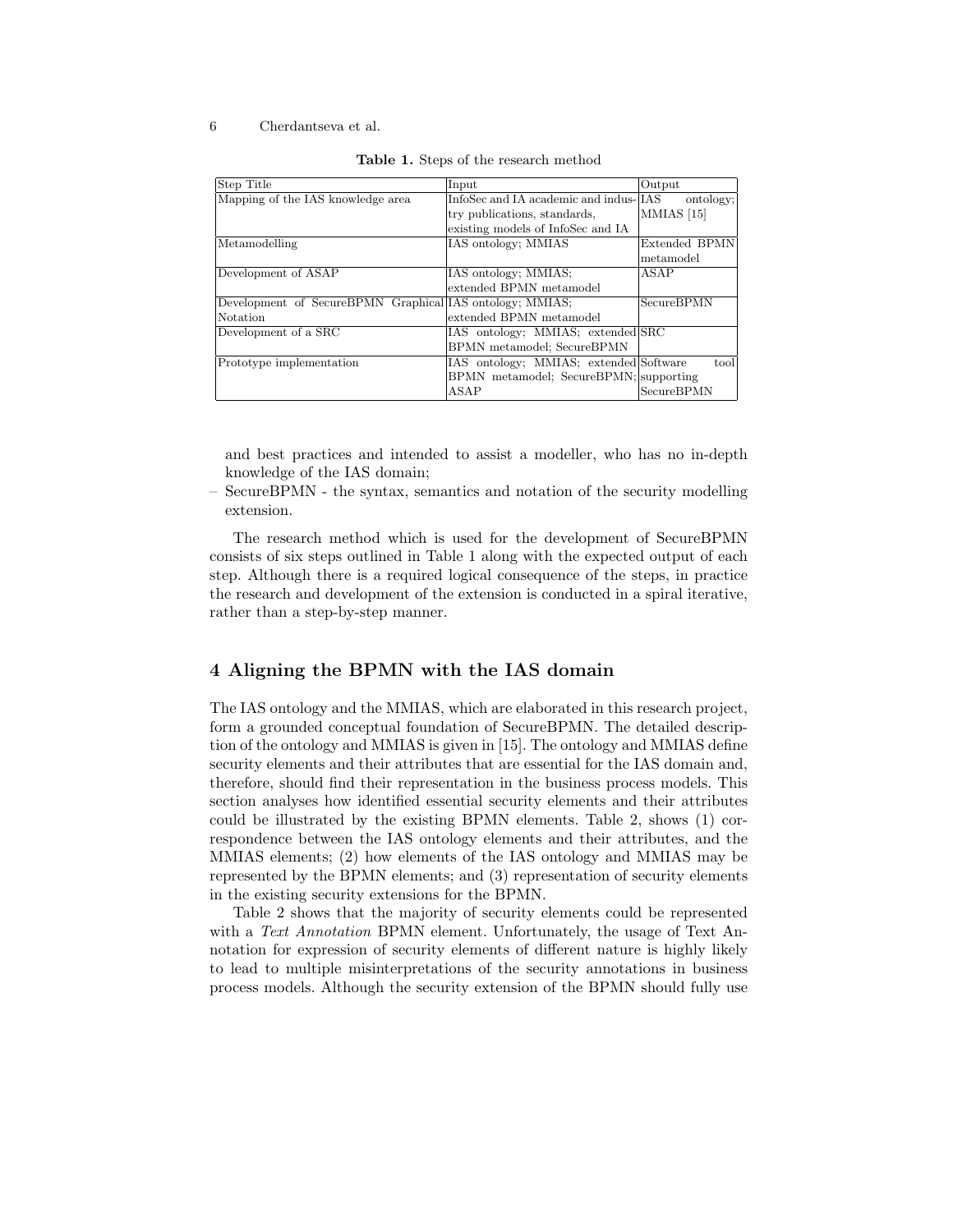**Table 1.** Steps of the research method

| Step Title | Input | Output |
| --- | --- | --- |
| Mapping of the IAS knowledge area | InfoSec and IA academic and industry publications, standards, existing models of InfoSec and IA | IAS ontology; MMIAS [15] |
| Metamodelling | IAS ontology; MMIAS | Extended BPMN metamodel |
| Development of ASAP | IAS ontology; MMIAS; extended BPMN metamodel | ASAP |
| Development of SecureBPMN Graphical Notation | IAS ontology; MMIAS; extended BPMN metamodel | SecureBPMN |
| Development of a SRC | IAS ontology; MMIAS; extended BPMN metamodel; SecureBPMN | SRC |
| Prototype implementation | IAS ontology; MMIAS; extended BPMN metamodel; SecureBPMN; ASAP | Software tool supporting SecureBPMN |

and best practices and intended to assist a modeller, who has no in-depth knowledge of the IAS domain;

– SecureBPMN - the syntax, semantics and notation of the security modelling extension.

The research method which is used for the development of SecureBPMN consists of six steps outlined in Table 1 along with the expected output of each step. Although there is a required logical consequence of the steps, in practice the research and development of the extension is conducted in a spiral iterative, rather than a step-by-step manner.

## 4 Aligning the BPMN with the IAS domain

The IAS ontology and the MMIAS, which are elaborated in this research project, form a grounded conceptual foundation of SecureBPMN. The detailed description of the ontology and MMIAS is given in [15]. The ontology and MMIAS define security elements and their attributes that are essential for the IAS domain and, therefore, should find their representation in the business process models. This section analyses how identified essential security elements and their attributes could be illustrated by the existing BPMN elements. Table 2, shows (1) correspondence between the IAS ontology elements and their attributes, and the MMIAS elements; (2) how elements of the IAS ontology and MMIAS may be represented by the BPMN elements; and (3) representation of security elements in the existing security extensions for the BPMN.

Table 2 shows that the majority of security elements could be represented with a *Text Annotation* BPMN element. Unfortunately, the usage of Text Annotation for expression of security elements of different nature is highly likely to lead to multiple misinterpretations of the security annotations in business process models. Although the security extension of the BPMN should fully use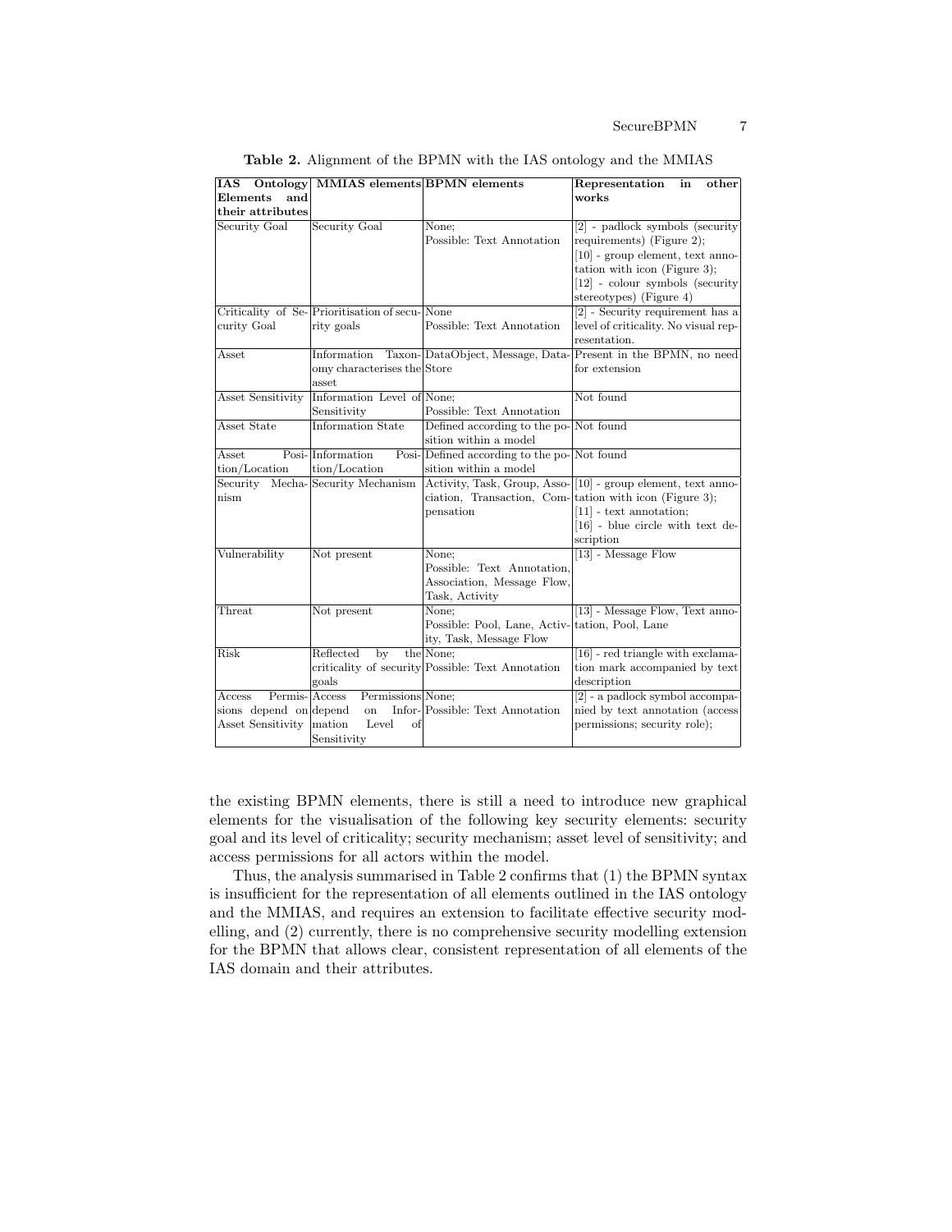**Table 2.** Alignment of the BPMN with the IAS ontology and the MMIAS

| IAS Ontology Elements and their attributes | MMIAS elements | BPMN elements | Representation in other works |
|---|---|---|---|
| Security Goal | Security Goal | None; Possible: Text Annotation | [2] - padlock symbols (security requirements) (Figure 2); [10] - group element, text annotation with icon (Figure 3); [12] - colour symbols (security stereotypes) (Figure 4) |
| Criticality of Security Goal | Prioritisation of security goals | None Possible: Text Annotation | [2] - Security requirement has a level of criticality. No visual representation. |
| Asset | Information Taxonomy characterises the asset | DataObject, Message, DataStore | Present in the BPMN, no need for extension |
| Asset Sensitivity | Information Level of Sensitivity | None; Possible: Text Annotation | Not found |
| Asset State | Information State | Defined according to the position within a model | Not found |
| Asset Position/Location | Information Position/Location | Defined according to the position within a model | Not found |
| Security Mechanism | Security Mechanism | Activity, Task, Group, Association, Transaction, Compensation | [10] - group element, text annotation with icon (Figure 3); [11] - text annotation; [16] - blue circle with text description |
| Vulnerability | Not present | None; Possible: Text Annotation, Association, Message Flow, Task, Activity | [13] - Message Flow |
| Threat | Not present | None; Possible: Pool, Lane, Activity, Task, Message Flow | [13] - Message Flow, Text annotation, Pool, Lane |
| Risk | Reflected by the criticality of security goals | None; Possible: Text Annotation | [16] - red triangle with exclamation mark accompanied by text description |
| Access Permissions depend on Asset Sensitivity | Access Permissions depend on Information Level of Sensitivity | None; Possible: Text Annotation | [2] - a padlock symbol accompanied by text annotation (access permissions; security role); |

the existing BPMN elements, there is still a need to introduce new graphical elements for the visualisation of the following key security elements: security goal and its level of criticality; security mechanism; asset level of sensitivity; and access permissions for all actors within the model.

Thus, the analysis summarised in Table 2 confirms that (1) the BPMN syntax is insufficient for the representation of all elements outlined in the IAS ontology and the MMIAS, and requires an extension to facilitate effective security modelling, and (2) currently, there is no comprehensive security modelling extension for the BPMN that allows clear, consistent representation of all elements of the IAS domain and their attributes.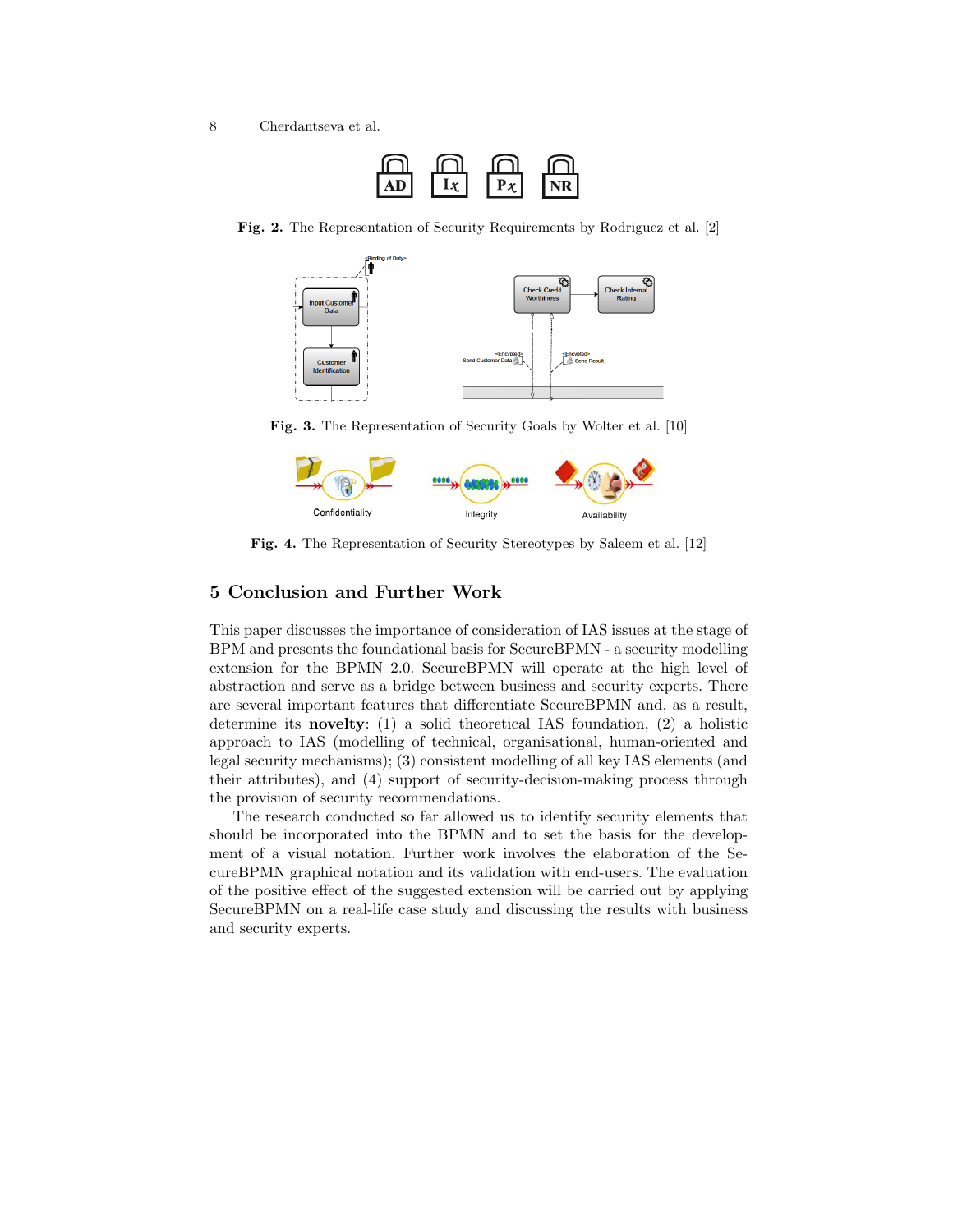Fig. 2. The Representation of Security Requirements by Rodriguez et al. [2]

Fig. 3. The Representation of Security Goals by Wolter et al. [10]

Fig. 4. The Representation of Security Stereotypes by Saleem et al. [12]

## 5 Conclusion and Further Work

This paper discusses the importance of consideration of IAS issues at the stage of BPM and presents the foundational basis for SecureBPMN - a security modelling extension for the BPMN 2.0. SecureBPMN will operate at the high level of abstraction and serve as a bridge between business and security experts. There are several important features that differentiate SecureBPMN and, as a result, determine its **novelty**: (1) a solid theoretical IAS foundation, (2) a holistic approach to IAS (modelling of technical, organisational, human-oriented and legal security mechanisms); (3) consistent modelling of all key IAS elements (and their attributes), and (4) support of security-decision-making process through the provision of security recommendations.

The research conducted so far allowed us to identify security elements that should be incorporated into the BPMN and to set the basis for the development of a visual notation. Further work involves the elaboration of the SecureBPMN graphical notation and its validation with end-users. The evaluation of the positive effect of the suggested extension will be carried out by applying SecureBPMN on a real-life case study and discussing the results with business and security experts.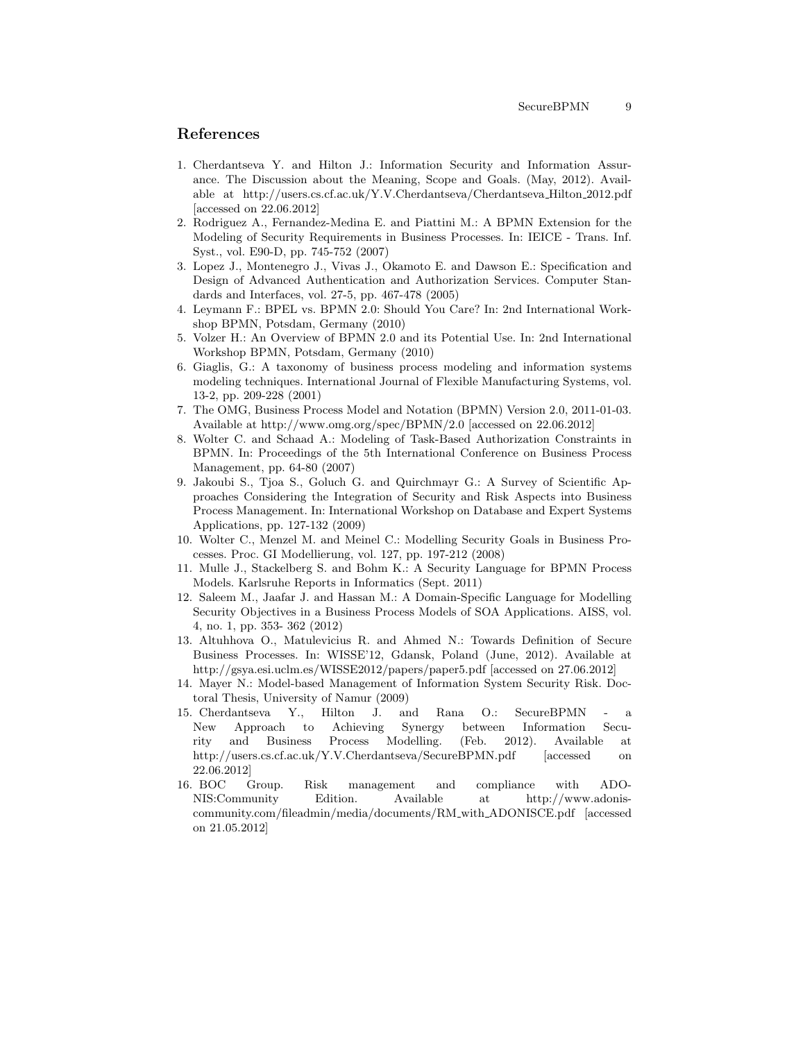## References

1. Cherdantseva Y. and Hilton J.: Information Security and Information Assurance. The Discussion about the Meaning, Scope and Goals. (May, 2012). Available at http://users.cs.cf.ac.uk/Y.V.Cherdantseva/Cherdantseva_Hilton_2012.pdf [accessed on 22.06.2012]
2. Rodriguez A., Fernandez-Medina E. and Piattini M.: A BPMN Extension for the Modeling of Security Requirements in Business Processes. In: IEICE - Trans. Inf. Syst., vol. E90-D, pp. 745-752 (2007)
3. Lopez J., Montenegro J., Vivas J., Okamoto E. and Dawson E.: Specification and Design of Advanced Authentication and Authorization Services. Computer Standards and Interfaces, vol. 27-5, pp. 467-478 (2005)
4. Leymann F.: BPEL vs. BPMN 2.0: Should You Care? In: 2nd International Workshop BPMN, Potsdam, Germany (2010)
5. Volzer H.: An Overview of BPMN 2.0 and its Potential Use. In: 2nd International Workshop BPMN, Potsdam, Germany (2010)
6. Giaglis, G.: A taxonomy of business process modeling and information systems modeling techniques. International Journal of Flexible Manufacturing Systems, vol. 13-2, pp. 209-228 (2001)
7. The OMG, Business Process Model and Notation (BPMN) Version 2.0, 2011-01-03. Available at http://www.omg.org/spec/BPMN/2.0 [accessed on 22.06.2012]
8. Wolter C. and Schaad A.: Modeling of Task-Based Authorization Constraints in BPMN. In: Proceedings of the 5th International Conference on Business Process Management, pp. 64-80 (2007)
9. Jakoubi S., Tjoa S., Goluch G. and Quirchmayr G.: A Survey of Scientific Approaches Considering the Integration of Security and Risk Aspects into Business Process Management. In: International Workshop on Database and Expert Systems Applications, pp. 127-132 (2009)
10. Wolter C., Menzel M. and Meinel C.: Modelling Security Goals in Business Processes. Proc. GI Modellierung, vol. 127, pp. 197-212 (2008)
11. Mulle J., Stackelberg S. and Bohm K.: A Security Language for BPMN Process Models. Karlsruhe Reports in Informatics (Sept. 2011)
12. Saleem M., Jaafar J. and Hassan M.: A Domain-Specific Language for Modelling Security Objectives in a Business Process Models of SOA Applications. AISS, vol. 4, no. 1, pp. 353- 362 (2012)
13. Altuhhova O., Matulevicius R. and Ahmed N.: Towards Definition of Secure Business Processes. In: WISSE'12, Gdansk, Poland (June, 2012). Available at http://gsya.esi.uclm.es/WISSE2012/papers/paper5.pdf [accessed on 27.06.2012]
14. Mayer N.: Model-based Management of Information System Security Risk. Doctoral Thesis, University of Namur (2009)
15. Cherdantseva Y., Hilton J. and Rana O.: SecureBPMN - a New Approach to Achieving Synergy between Information Security and Business Process Modelling. (Feb. 2012). Available at http://users.cs.cf.ac.uk/Y.V.Cherdantseva/SecureBPMN.pdf [accessed on 22.06.2012]
16. BOC Group. Risk management and compliance with ADONIS:Community Edition. Available at http://www.adonis-community.com/fileadmin/media/documents/RM_with_ADONISCE.pdf [accessed on 21.05.2012]